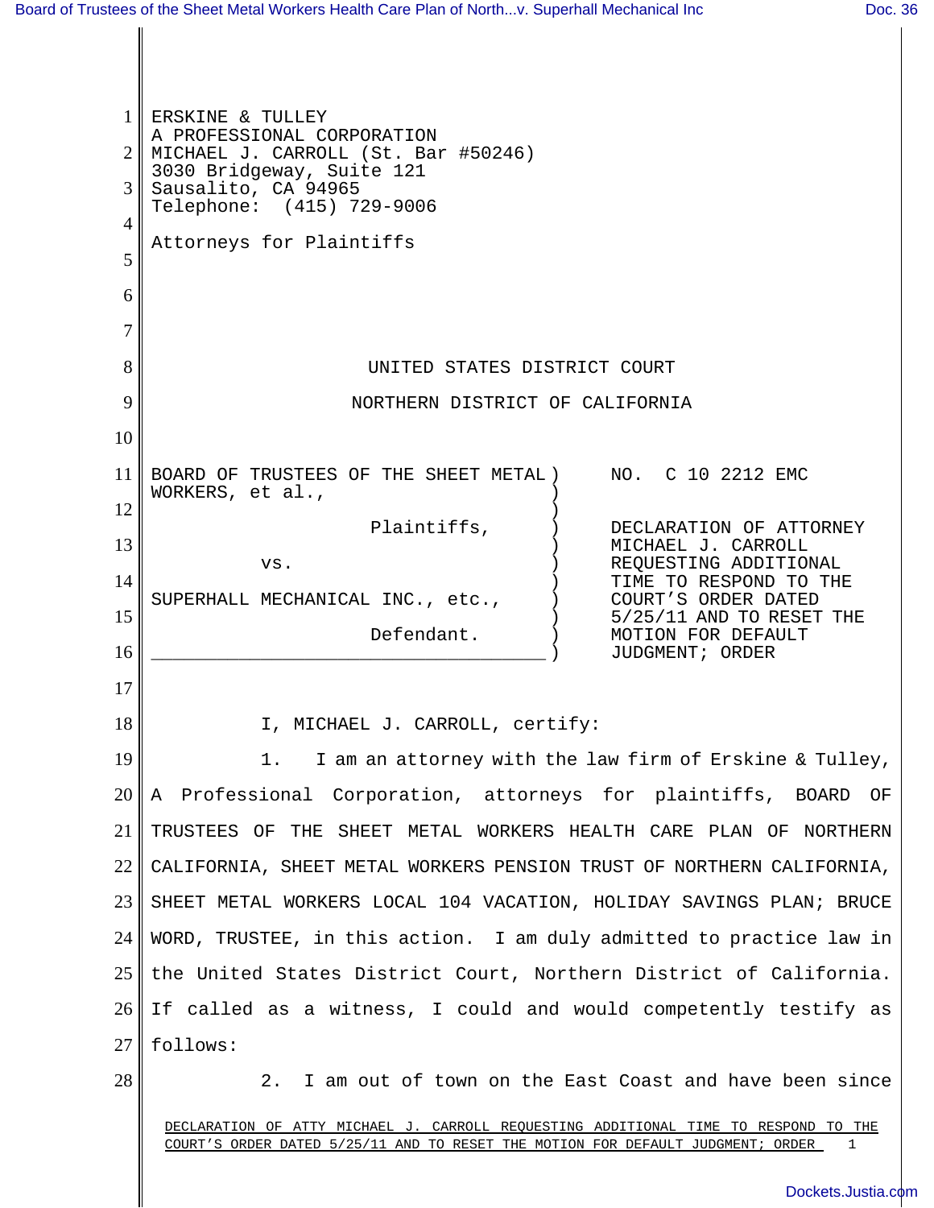ERSKINE & TULLEY
A PROFESSIONAL CORPORATION
MICHAEL J. CARROLL (St. Bar #50246)
3030 Bridgeway, Suite 121
Sausalito, CA 94965
Telephone: (415) 729-9006

Attorneys for Plaintiffs

UNITED STATES DISTRICT COURT

NORTHERN DISTRICT OF CALIFORNIA

| | |
|---|---|
| BOARD OF TRUSTEES OF THE SHEET METAL WORKERS, et al., Plaintiffs, vs. SUPERHALL MECHANICAL INC., etc., Defendant. | NO. C 10 2212 EMC<br><br>DECLARATION OF ATTORNEY MICHAEL J. CARROLL REQUESTING ADDITIONAL TIME TO RESPOND TO THE COURT'S ORDER DATED 5/25/11 AND TO RESET THE MOTION FOR DEFAULT JUDGMENT; ORDER |

I, MICHAEL J. CARROLL, certify:

1. I am an attorney with the law firm of Erskine & Tulley, A Professional Corporation, attorneys for plaintiffs, BOARD OF TRUSTEES OF THE SHEET METAL WORKERS HEALTH CARE PLAN OF NORTHERN CALIFORNIA, SHEET METAL WORKERS PENSION TRUST OF NORTHERN CALIFORNIA, SHEET METAL WORKERS LOCAL 104 VACATION, HOLIDAY SAVINGS PLAN; BRUCE WORD, TRUSTEE, in this action. I am duly admitted to practice law in the United States District Court, Northern District of California. If called as a witness, I could and would competently testify as follows:

2. I am out of town on the East Coast and have been since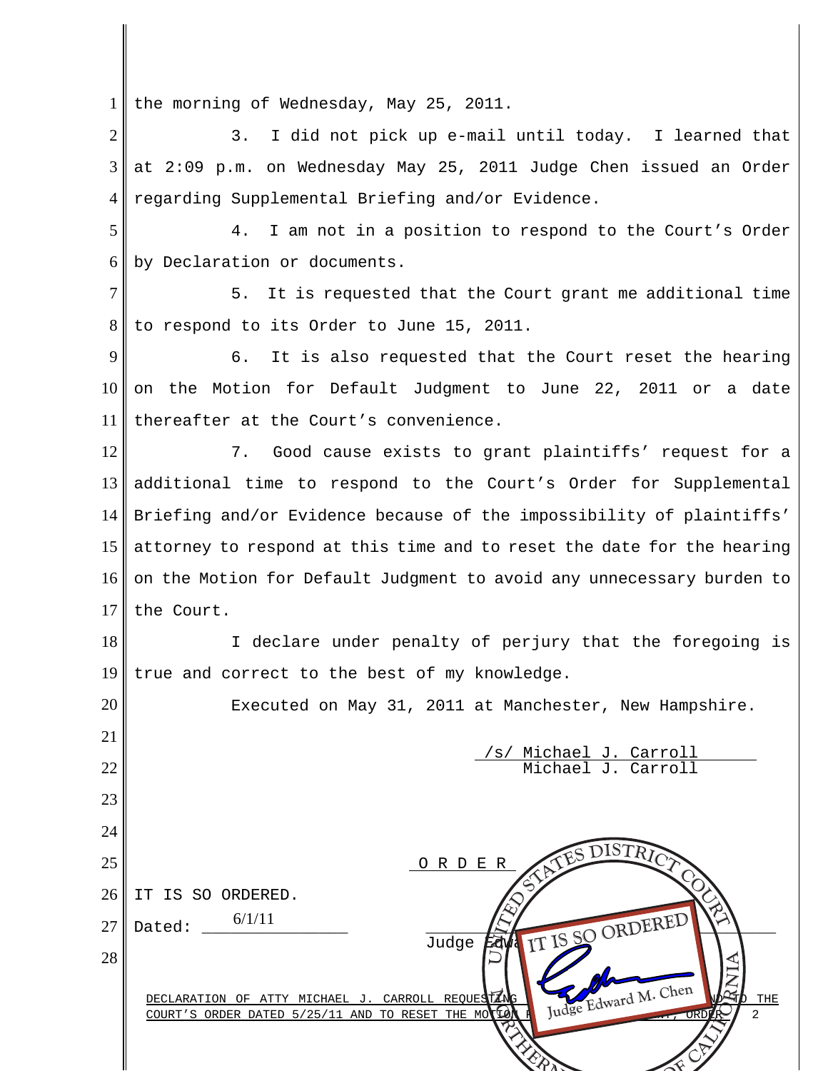the morning of Wednesday, May 25, 2011.

3. I did not pick up e-mail until today. I learned that at 2:09 p.m. on Wednesday May 25, 2011 Judge Chen issued an Order regarding Supplemental Briefing and/or Evidence.

4. I am not in a position to respond to the Court's Order by Declaration or documents.

5. It is requested that the Court grant me additional time to respond to its Order to June 15, 2011.

6. It is also requested that the Court reset the hearing on the Motion for Default Judgment to June 22, 2011 or a date thereafter at the Court's convenience.

7. Good cause exists to grant plaintiffs' request for a additional time to respond to the Court's Order for Supplemental Briefing and/or Evidence because of the impossibility of plaintiffs' attorney to respond at this time and to reset the date for the hearing on the Motion for Default Judgment to avoid any unnecessary burden to the Court.

I declare under penalty of perjury that the foregoing is true and correct to the best of my knowledge.

Executed on May 31, 2011 at Manchester, New Hampshire.

/s/ Michael J. Carroll
Michael J. Carroll

## O R D E R

IT IS SO ORDERED.

Dated: 6/1/11

Judge Edward M. Chen

UNITED STATES DISTRICT COURT NORTHERN DISTRICT OF CALIFORNIA — IT IS SO ORDERED — Judge Edward M. Chen

DECLARATION OF ATTY MICHAEL J. CARROLL REQUESTING ... TO THE COURT'S ORDER DATED 5/25/11 AND TO RESET THE MOTION ... ORDER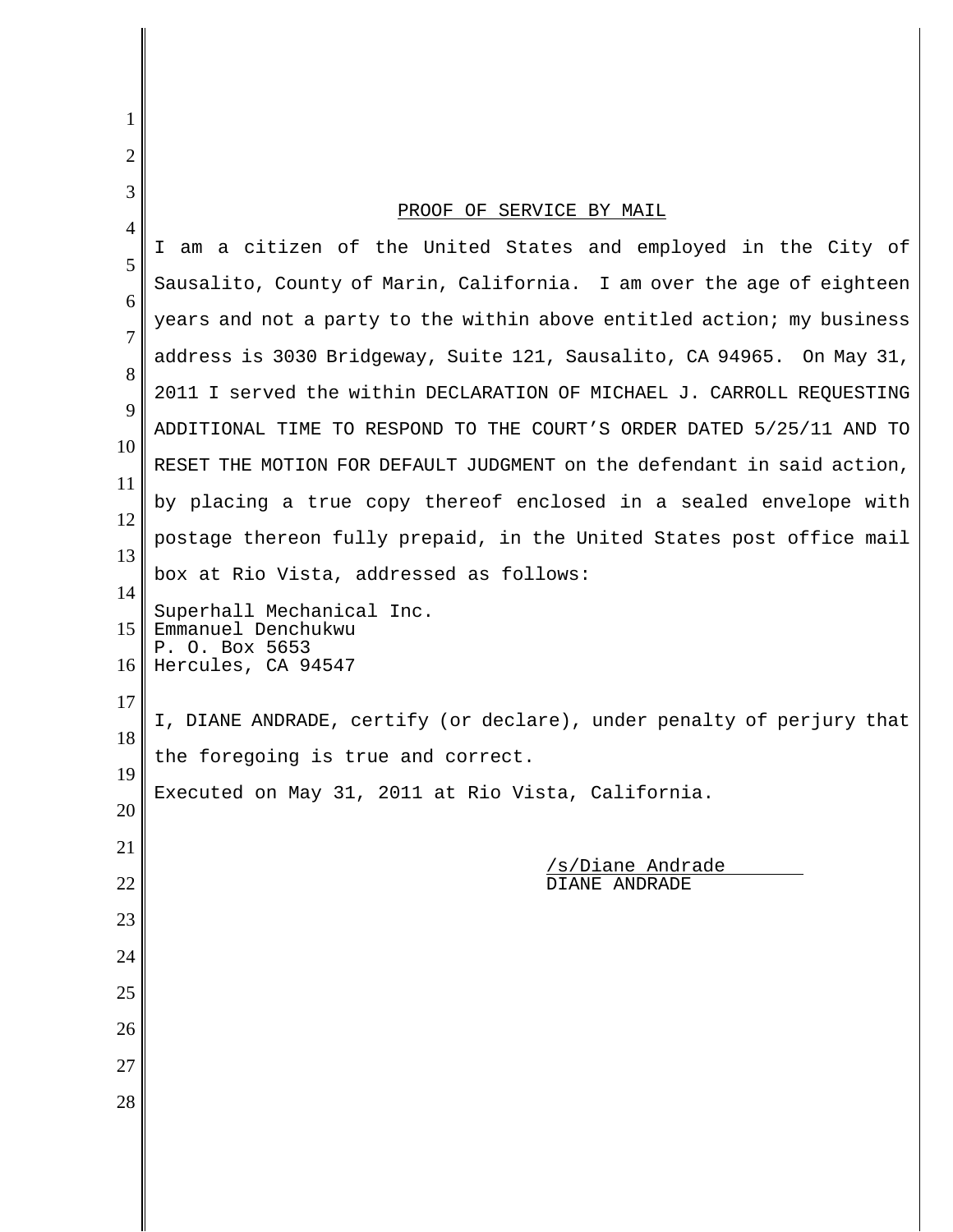## PROOF OF SERVICE BY MAIL

I am a citizen of the United States and employed in the City of Sausalito, County of Marin, California. I am over the age of eighteen years and not a party to the within above entitled action; my business address is 3030 Bridgeway, Suite 121, Sausalito, CA 94965. On May 31, 2011 I served the within DECLARATION OF MICHAEL J. CARROLL REQUESTING ADDITIONAL TIME TO RESPOND TO THE COURT'S ORDER DATED 5/25/11 AND TO RESET THE MOTION FOR DEFAULT JUDGMENT on the defendant in said action, by placing a true copy thereof enclosed in a sealed envelope with postage thereon fully prepaid, in the United States post office mail box at Rio Vista, addressed as follows:

Superhall Mechanical Inc.
Emmanuel Denchukwu
P. O. Box 5653
Hercules, CA 94547

I, DIANE ANDRADE, certify (or declare), under penalty of perjury that the foregoing is true and correct.

Executed on May 31, 2011 at Rio Vista, California.

/s/Diane Andrade
DIANE ANDRADE